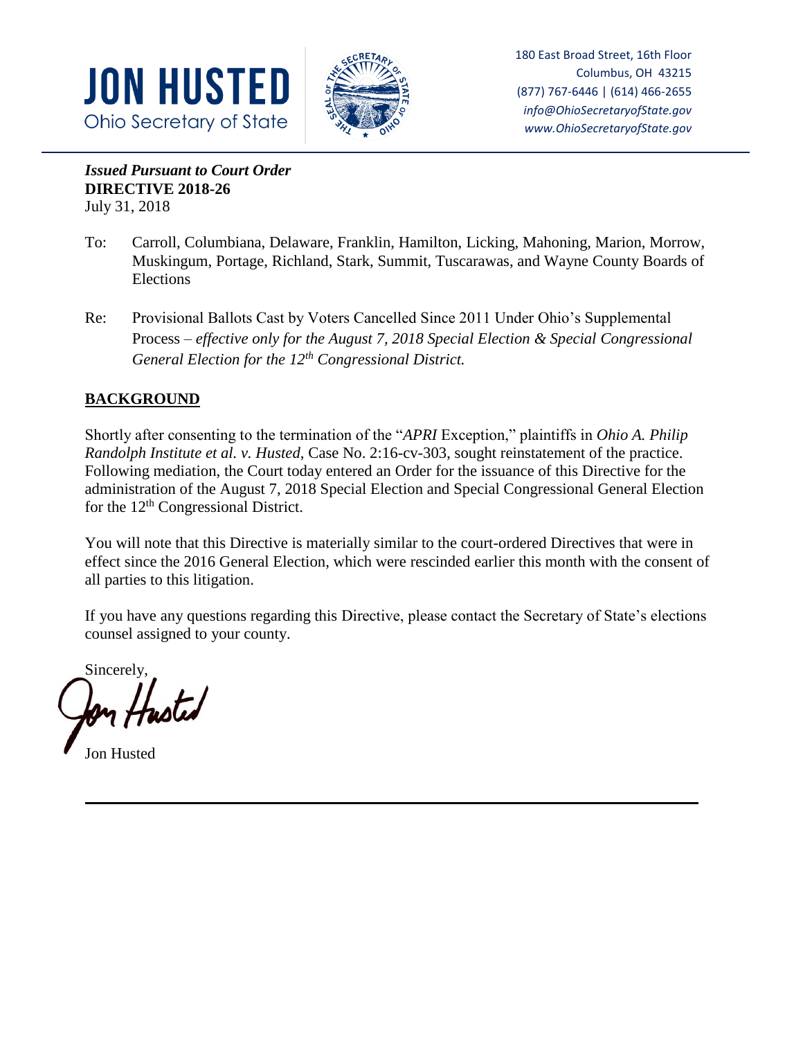**JON HUSTED**
Ohio Secretary of State

180 East Broad Street, 16th Floor
Columbus, OH 43215
(877) 767-6446 | (614) 466-2655
*info@OhioSecretaryofState.gov*
*www.OhioSecretaryofState.gov*

***Issued Pursuant to Court Order***
**DIRECTIVE 2018-26**
July 31, 2018

To: Carroll, Columbiana, Delaware, Franklin, Hamilton, Licking, Mahoning, Marion, Morrow, Muskingum, Portage, Richland, Stark, Summit, Tuscarawas, and Wayne County Boards of Elections

Re: Provisional Ballots Cast by Voters Cancelled Since 2011 Under Ohio's Supplemental Process – *effective only for the August 7, 2018 Special Election & Special Congressional General Election for the 12th Congressional District.*

## BACKGROUND

Shortly after consenting to the termination of the "*APRI* Exception," plaintiffs in *Ohio A. Philip Randolph Institute et al. v. Husted*, Case No. 2:16-cv-303, sought reinstatement of the practice. Following mediation, the Court today entered an Order for the issuance of this Directive for the administration of the August 7, 2018 Special Election and Special Congressional General Election for the 12th Congressional District.

You will note that this Directive is materially similar to the court-ordered Directives that were in effect since the 2016 General Election, which were rescinded earlier this month with the consent of all parties to this litigation.

If you have any questions regarding this Directive, please contact the Secretary of State's elections counsel assigned to your county.

Sincerely,

Jon Husted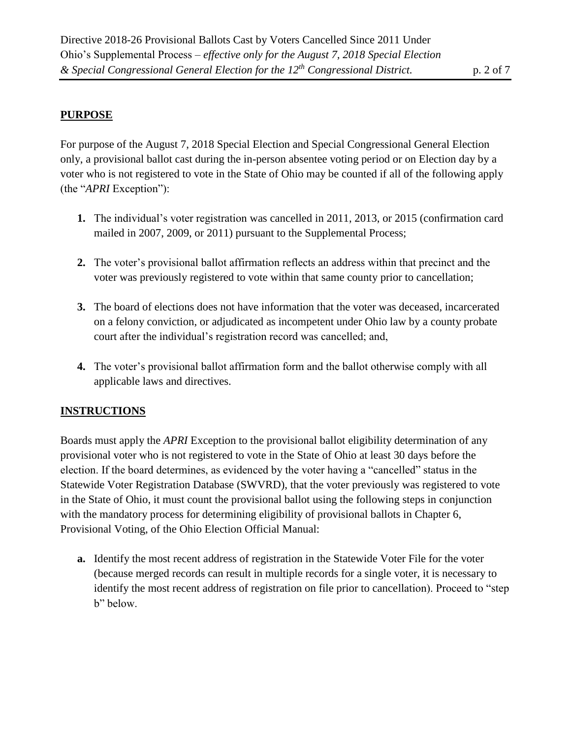## PURPOSE

For purpose of the August 7, 2018 Special Election and Special Congressional General Election only, a provisional ballot cast during the in-person absentee voting period or on Election day by a voter who is not registered to vote in the State of Ohio may be counted if all of the following apply (the "*APRI* Exception"):

1. The individual's voter registration was cancelled in 2011, 2013, or 2015 (confirmation card mailed in 2007, 2009, or 2011) pursuant to the Supplemental Process;

2. The voter's provisional ballot affirmation reflects an address within that precinct and the voter was previously registered to vote within that same county prior to cancellation;

3. The board of elections does not have information that the voter was deceased, incarcerated on a felony conviction, or adjudicated as incompetent under Ohio law by a county probate court after the individual's registration record was cancelled; and,

4. The voter's provisional ballot affirmation form and the ballot otherwise comply with all applicable laws and directives.

## INSTRUCTIONS

Boards must apply the *APRI* Exception to the provisional ballot eligibility determination of any provisional voter who is not registered to vote in the State of Ohio at least 30 days before the election. If the board determines, as evidenced by the voter having a "cancelled" status in the Statewide Voter Registration Database (SWVRD), that the voter previously was registered to vote in the State of Ohio, it must count the provisional ballot using the following steps in conjunction with the mandatory process for determining eligibility of provisional ballots in Chapter 6, Provisional Voting, of the Ohio Election Official Manual:

a. Identify the most recent address of registration in the Statewide Voter File for the voter (because merged records can result in multiple records for a single voter, it is necessary to identify the most recent address of registration on file prior to cancellation). Proceed to "step b" below.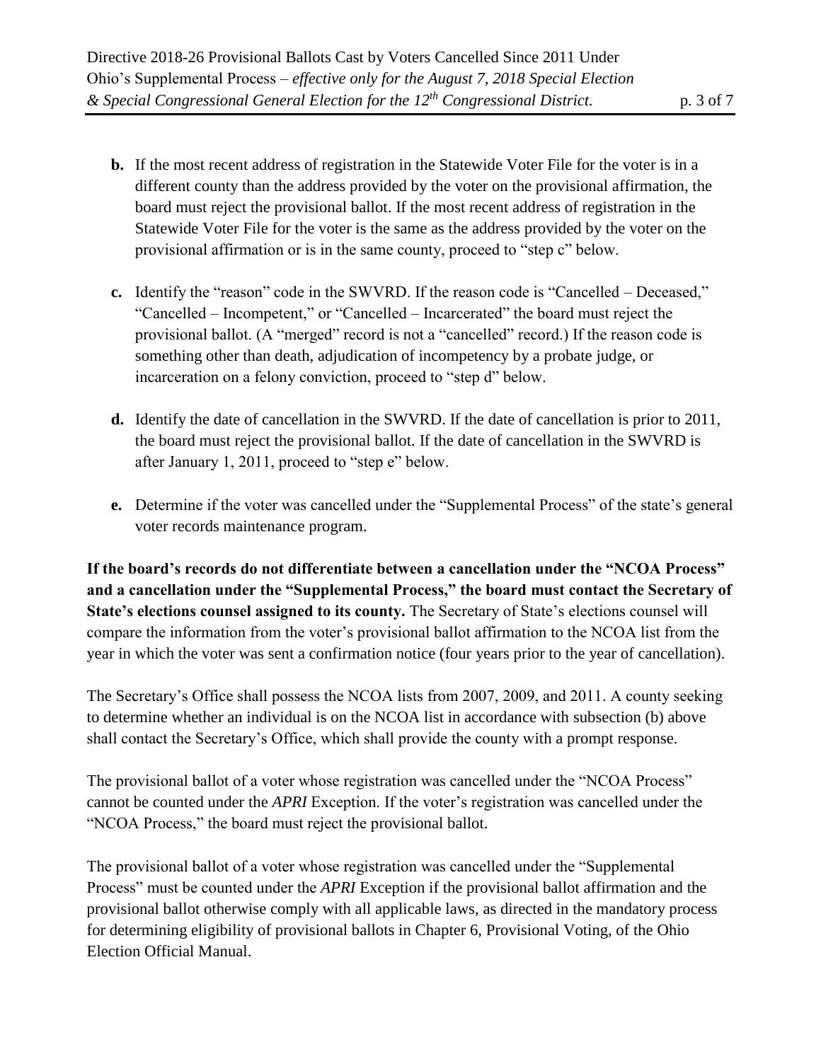**b.** If the most recent address of registration in the Statewide Voter File for the voter is in a different county than the address provided by the voter on the provisional affirmation, the board must reject the provisional ballot. If the most recent address of registration in the Statewide Voter File for the voter is the same as the address provided by the voter on the provisional affirmation or is in the same county, proceed to "step c" below.

**c.** Identify the "reason" code in the SWVRD. If the reason code is "Cancelled – Deceased," "Cancelled – Incompetent," or "Cancelled – Incarcerated" the board must reject the provisional ballot. (A "merged" record is not a "cancelled" record.) If the reason code is something other than death, adjudication of incompetency by a probate judge, or incarceration on a felony conviction, proceed to "step d" below.

**d.** Identify the date of cancellation in the SWVRD. If the date of cancellation is prior to 2011, the board must reject the provisional ballot. If the date of cancellation in the SWVRD is after January 1, 2011, proceed to "step e" below.

**e.** Determine if the voter was cancelled under the "Supplemental Process" of the state's general voter records maintenance program.

**If the board's records do not differentiate between a cancellation under the "NCOA Process" and a cancellation under the "Supplemental Process," the board must contact the Secretary of State's elections counsel assigned to its county.** The Secretary of State's elections counsel will compare the information from the voter's provisional ballot affirmation to the NCOA list from the year in which the voter was sent a confirmation notice (four years prior to the year of cancellation).

The Secretary's Office shall possess the NCOA lists from 2007, 2009, and 2011. A county seeking to determine whether an individual is on the NCOA list in accordance with subsection (b) above shall contact the Secretary's Office, which shall provide the county with a prompt response.

The provisional ballot of a voter whose registration was cancelled under the "NCOA Process" cannot be counted under the *APRI* Exception. If the voter's registration was cancelled under the "NCOA Process," the board must reject the provisional ballot.

The provisional ballot of a voter whose registration was cancelled under the "Supplemental Process" must be counted under the *APRI* Exception if the provisional ballot affirmation and the provisional ballot otherwise comply with all applicable laws, as directed in the mandatory process for determining eligibility of provisional ballots in Chapter 6, Provisional Voting, of the Ohio Election Official Manual.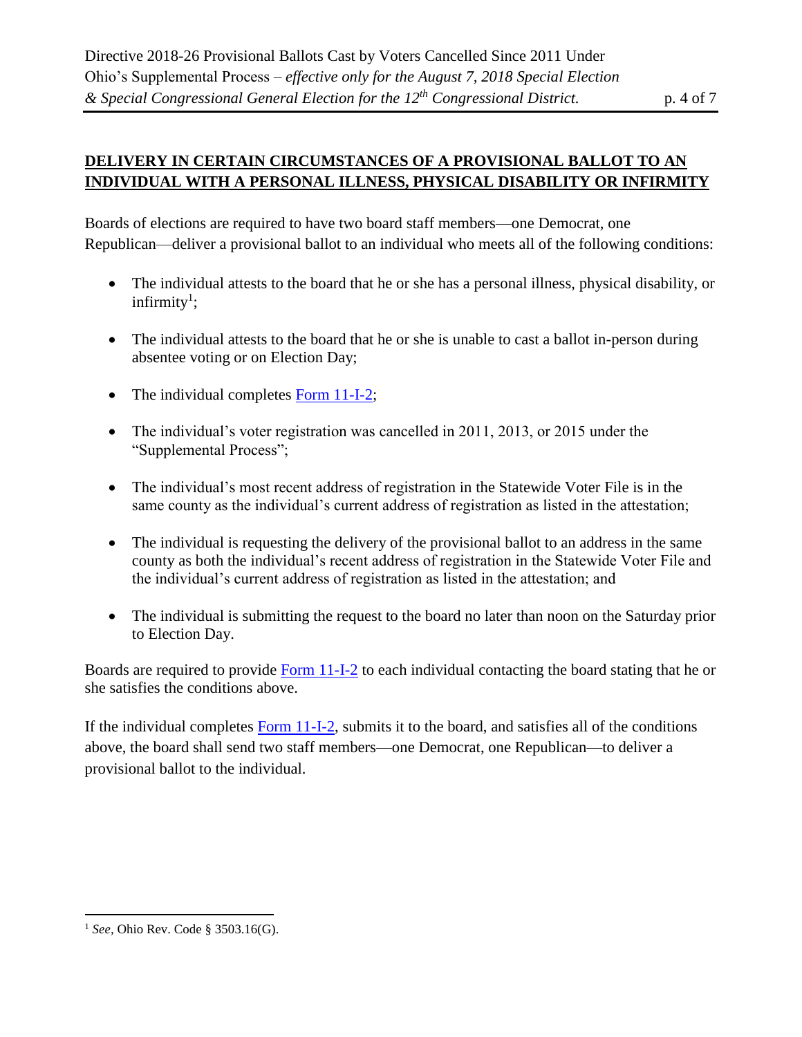## DELIVERY IN CERTAIN CIRCUMSTANCES OF A PROVISIONAL BALLOT TO AN INDIVIDUAL WITH A PERSONAL ILLNESS, PHYSICAL DISABILITY OR INFIRMITY

Boards of elections are required to have two board staff members—one Democrat, one Republican—deliver a provisional ballot to an individual who meets all of the following conditions:

- The individual attests to the board that he or she has a personal illness, physical disability, or infirmity[1];
- The individual attests to the board that he or she is unable to cast a ballot in-person during absentee voting or on Election Day;
- The individual completes Form 11-I-2;
- The individual's voter registration was cancelled in 2011, 2013, or 2015 under the "Supplemental Process";
- The individual's most recent address of registration in the Statewide Voter File is in the same county as the individual's current address of registration as listed in the attestation;
- The individual is requesting the delivery of the provisional ballot to an address in the same county as both the individual's recent address of registration in the Statewide Voter File and the individual's current address of registration as listed in the attestation; and
- The individual is submitting the request to the board no later than noon on the Saturday prior to Election Day.

Boards are required to provide Form 11-I-2 to each individual contacting the board stating that he or she satisfies the conditions above.

If the individual completes Form 11-I-2, submits it to the board, and satisfies all of the conditions above, the board shall send two staff members—one Democrat, one Republican—to deliver a provisional ballot to the individual.

[1] *See*, Ohio Rev. Code § 3503.16(G).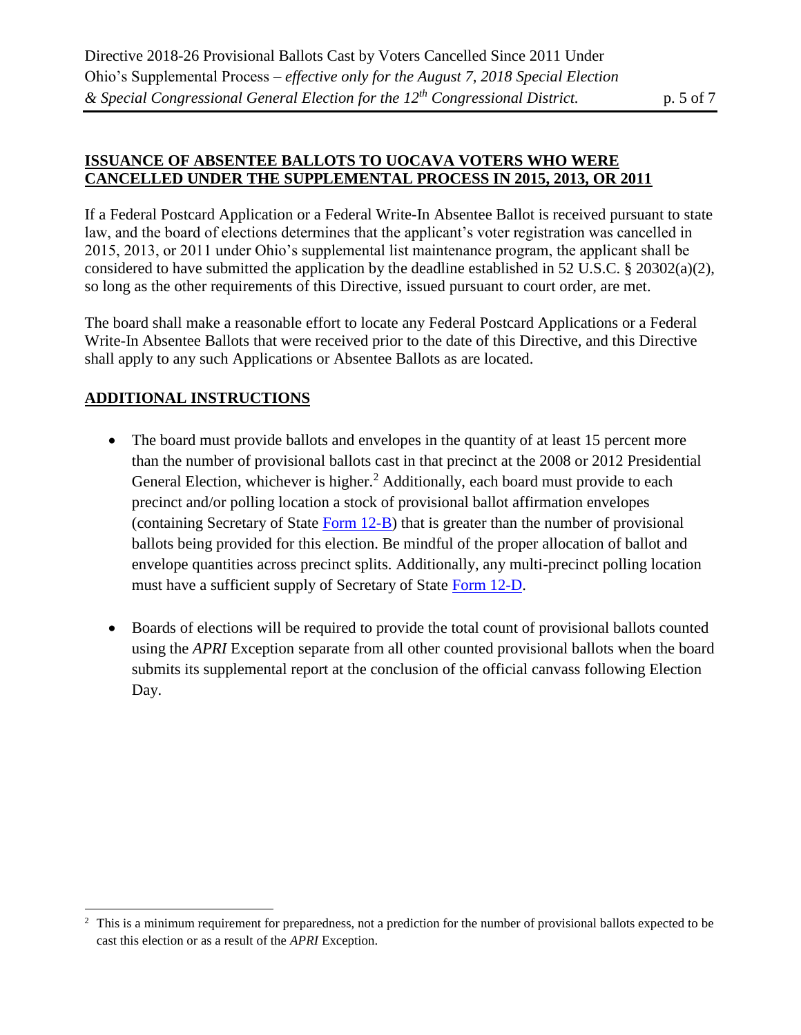## ISSUANCE OF ABSENTEE BALLOTS TO UOCAVA VOTERS WHO WERE CANCELLED UNDER THE SUPPLEMENTAL PROCESS IN 2015, 2013, OR 2011

If a Federal Postcard Application or a Federal Write-In Absentee Ballot is received pursuant to state law, and the board of elections determines that the applicant's voter registration was cancelled in 2015, 2013, or 2011 under Ohio's supplemental list maintenance program, the applicant shall be considered to have submitted the application by the deadline established in 52 U.S.C. § 20302(a)(2), so long as the other requirements of this Directive, issued pursuant to court order, are met.

The board shall make a reasonable effort to locate any Federal Postcard Applications or a Federal Write-In Absentee Ballots that were received prior to the date of this Directive, and this Directive shall apply to any such Applications or Absentee Ballots as are located.

## ADDITIONAL INSTRUCTIONS

- The board must provide ballots and envelopes in the quantity of at least 15 percent more than the number of provisional ballots cast in that precinct at the 2008 or 2012 Presidential General Election, whichever is higher.[2] Additionally, each board must provide to each precinct and/or polling location a stock of provisional ballot affirmation envelopes (containing Secretary of State Form 12-B) that is greater than the number of provisional ballots being provided for this election. Be mindful of the proper allocation of ballot and envelope quantities across precinct splits. Additionally, any multi-precinct polling location must have a sufficient supply of Secretary of State Form 12-D.

- Boards of elections will be required to provide the total count of provisional ballots counted using the *APRI* Exception separate from all other counted provisional ballots when the board submits its supplemental report at the conclusion of the official canvass following Election Day.

[2] This is a minimum requirement for preparedness, not a prediction for the number of provisional ballots expected to be cast this election or as a result of the *APRI* Exception.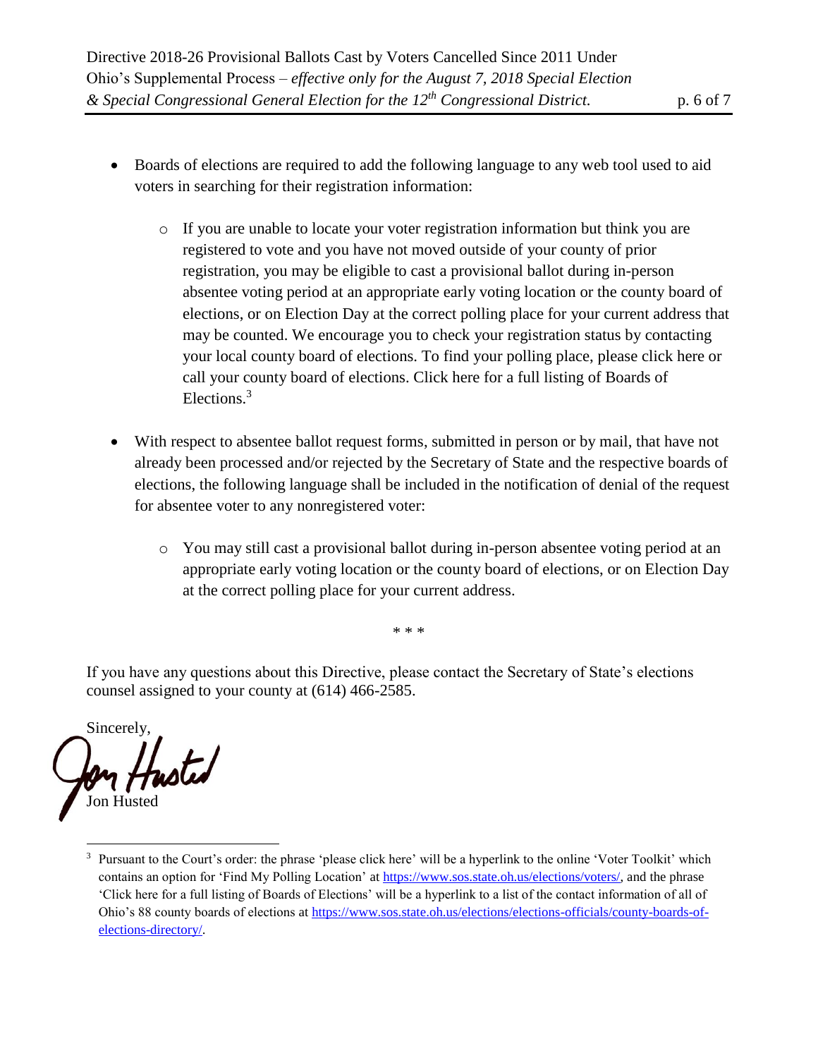- Boards of elections are required to add the following language to any web tool used to aid voters in searching for their registration information:

    - If you are unable to locate your voter registration information but think you are registered to vote and you have not moved outside of your county of prior registration, you may be eligible to cast a provisional ballot during in-person absentee voting period at an appropriate early voting location or the county board of elections, or on Election Day at the correct polling place for your current address that may be counted. We encourage you to check your registration status by contacting your local county board of elections. To find your polling place, please click here or call your county board of elections. Click here for a full listing of Boards of Elections.[3]

- With respect to absentee ballot request forms, submitted in person or by mail, that have not already been processed and/or rejected by the Secretary of State and the respective boards of elections, the following language shall be included in the notification of denial of the request for absentee voter to any nonregistered voter:

    - You may still cast a provisional ballot during in-person absentee voting period at an appropriate early voting location or the county board of elections, or on Election Day at the correct polling place for your current address.

\* \* \*

If you have any questions about this Directive, please contact the Secretary of State's elections counsel assigned to your county at (614) 466-2585.

Sincerely,

Jon Husted

---

[3] Pursuant to the Court's order: the phrase 'please click here' will be a hyperlink to the online 'Voter Toolkit' which contains an option for 'Find My Polling Location' at https://www.sos.state.oh.us/elections/voters/, and the phrase 'Click here for a full listing of Boards of Elections' will be a hyperlink to a list of the contact information of all of Ohio's 88 county boards of elections at https://www.sos.state.oh.us/elections/elections-officials/county-boards-of-elections-directory/.